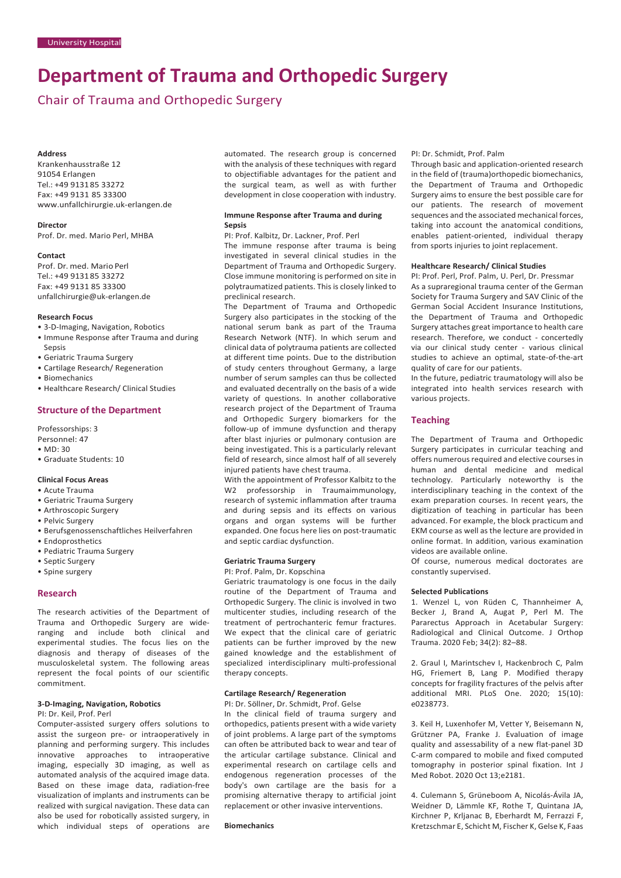University Hospital

# Department of Trauma and Orthopedic Surgery

## Chair of Trauma and Orthopedic Surgery

**Address**
Krankenhausstraße 12
91054 Erlangen
Tel.: +49 9131 85 33272
Fax: +49 9131 85 33300
www.unfallchirurgie.uk-erlangen.de

**Director**
Prof. Dr. med. Mario Perl, MHBA

**Contact**
Prof. Dr. med. Mario Perl
Tel.: +49 9131 85 33272
Fax: +49 9131 85 33300
unfallchirurgie@uk-erlangen.de

**Research Focus**

- 3-D-Imaging, Navigation, Robotics
- Immune Response after Trauma and during Sepsis
- Geriatric Trauma Surgery
- Cartilage Research/ Regeneration
- Biomechanics
- Healthcare Research/ Clinical Studies

## Structure of the Department

Professorships: 3
Personnel: 47

- MD: 30
- Graduate Students: 10

**Clinical Focus Areas**

- Acute Trauma
- Geriatric Trauma Surgery
- Arthroscopic Surgery
- Pelvic Surgery
- Berufsgenossenschaftliches Heilverfahren
- Endoprosthetics
- Pediatric Trauma Surgery
- Septic Surgery
- Spine surgery

## Research

The research activities of the Department of Trauma and Orthopedic Surgery are wide-ranging and include both clinical and experimental studies. The focus lies on the diagnosis and therapy of diseases of the musculoskeletal system. The following areas represent the focal points of our scientific commitment.

### 3-D-Imaging, Navigation, Robotics

PI: Dr. Keil, Prof. Perl

Computer-assisted surgery offers solutions to assist the surgeon pre- or intraoperatively in planning and performing surgery. This includes innovative approaches to intraoperative imaging, especially 3D imaging, as well as automated analysis of the acquired image data. Based on these image data, radiation-free visualization of implants and instruments can be realized with surgical navigation. These data can also be used for robotically assisted surgery, in which individual steps of operations are automated. The research group is concerned with the analysis of these techniques with regard to objectifiable advantages for the patient and the surgical team, as well as with further development in close cooperation with industry.

### Immune Response after Trauma and during Sepsis

PI: Prof. Kalbitz, Dr. Lackner, Prof. Perl

The immune response after trauma is being investigated in several clinical studies in the Department of Trauma and Orthopedic Surgery. Close immune monitoring is performed on site in polytraumatized patients. This is closely linked to preclinical research.

The Department of Trauma and Orthopedic Surgery also participates in the stocking of the national serum bank as part of the Trauma Research Network (NTF). In which serum and clinical data of polytrauma patients are collected at different time points. Due to the distribution of study centers throughout Germany, a large number of serum samples can thus be collected and evaluated decentrally on the basis of a wide variety of questions. In another collaborative research project of the Department of Trauma and Orthopedic Surgery biomarkers for the follow-up of immune dysfunction and therapy after blast injuries or pulmonary contusion are being investigated. This is a particularly relevant field of research, since almost half of all severely injured patients have chest trauma.

With the appointment of Professor Kalbitz to the W2 professorship in Traumaimmunology, research of systemic inflammation after trauma and during sepsis and its effects on various organs and organ systems will be further expanded. One focus here lies on post-traumatic and septic cardiac dysfunction.

### Geriatric Trauma Surgery

PI: Prof. Palm, Dr. Kopschina

Geriatric traumatology is one focus in the daily routine of the Department of Trauma and Orthopedic Surgery. The clinic is involved in two multicenter studies, including research of the treatment of pertrochanteric femur fractures. We expect that the clinical care of geriatric patients can be further improved by the new gained knowledge and the establishment of specialized interdisciplinary multi-professional therapy concepts.

### Cartilage Research/ Regeneration

PI: Dr. Söllner, Dr. Schmidt, Prof. Gelse

In the clinical field of trauma surgery and orthopedics, patients present with a wide variety of joint problems. A large part of the symptoms can often be attributed back to wear and tear of the articular cartilage substance. Clinical and experimental research on cartilage cells and endogenous regeneration processes of the body's own cartilage are the basis for a promising alternative therapy to artificial joint replacement or other invasive interventions.

### Biomechanics

PI: Dr. Schmidt, Prof. Palm

Through basic and application-oriented research in the field of (trauma)orthopedic biomechanics, the Department of Trauma and Orthopedic Surgery aims to ensure the best possible care for our patients. The research of movement sequences and the associated mechanical forces, taking into account the anatomical conditions, enables patient-oriented, individual therapy from sports injuries to joint replacement.

### Healthcare Research/ Clinical Studies

PI: Prof. Perl, Prof. Palm, U. Perl, Dr. Pressmar

As a supraregional trauma center of the German Society for Trauma Surgery and SAV Clinic of the German Social Accident Insurance Institutions, the Department of Trauma and Orthopedic Surgery attaches great importance to health care research. Therefore, we conduct - concertedly via our clinical study center - various clinical studies to achieve an optimal, state-of-the-art quality of care for our patients.

In the future, pediatric traumatology will also be integrated into health services research with various projects.

## Teaching

The Department of Trauma and Orthopedic Surgery participates in curricular teaching and offers numerous required and elective courses in human and dental medicine and medical technology. Particularly noteworthy is the interdisciplinary teaching in the context of the exam preparation courses. In recent years, the digitization of teaching in particular has been advanced. For example, the block practicum and EKM course as well as the lecture are provided in online format. In addition, various examination videos are available online.

Of course, numerous medical doctorates are constantly supervised.

### Selected Publications

1. Wenzel L, von Rüden C, Thannheimer A, Becker J, Brand A, Augat P, Perl M. The Pararectus Approach in Acetabular Surgery: Radiological and Clinical Outcome. J Orthop Trauma. 2020 Feb; 34(2): 82–88.

2. Graul I, Marintschev I, Hackenbroch C, Palm HG, Friemert B, Lang P. Modified therapy concepts for fragility fractures of the pelvis after additional MRI. PLoS One. 2020; 15(10): e0238773.

3. Keil H, Luxenhofer M, Vetter Y, Beisemann N, Grützner PA, Franke J. Evaluation of image quality and assessability of a new flat-panel 3D C-arm compared to mobile and fixed computed tomography in posterior spinal fixation. Int J Med Robot. 2020 Oct 13;e2181.

4. Culemann S, Grüneboom A, Nicolás-Ávila JA, Weidner D, Lämmle KF, Rothe T, Quintana JA, Kirchner P, Krljanac B, Eberhardt M, Ferrazzi F, Kretzschmar E, Schicht M, Fischer K, Gelse K, Faas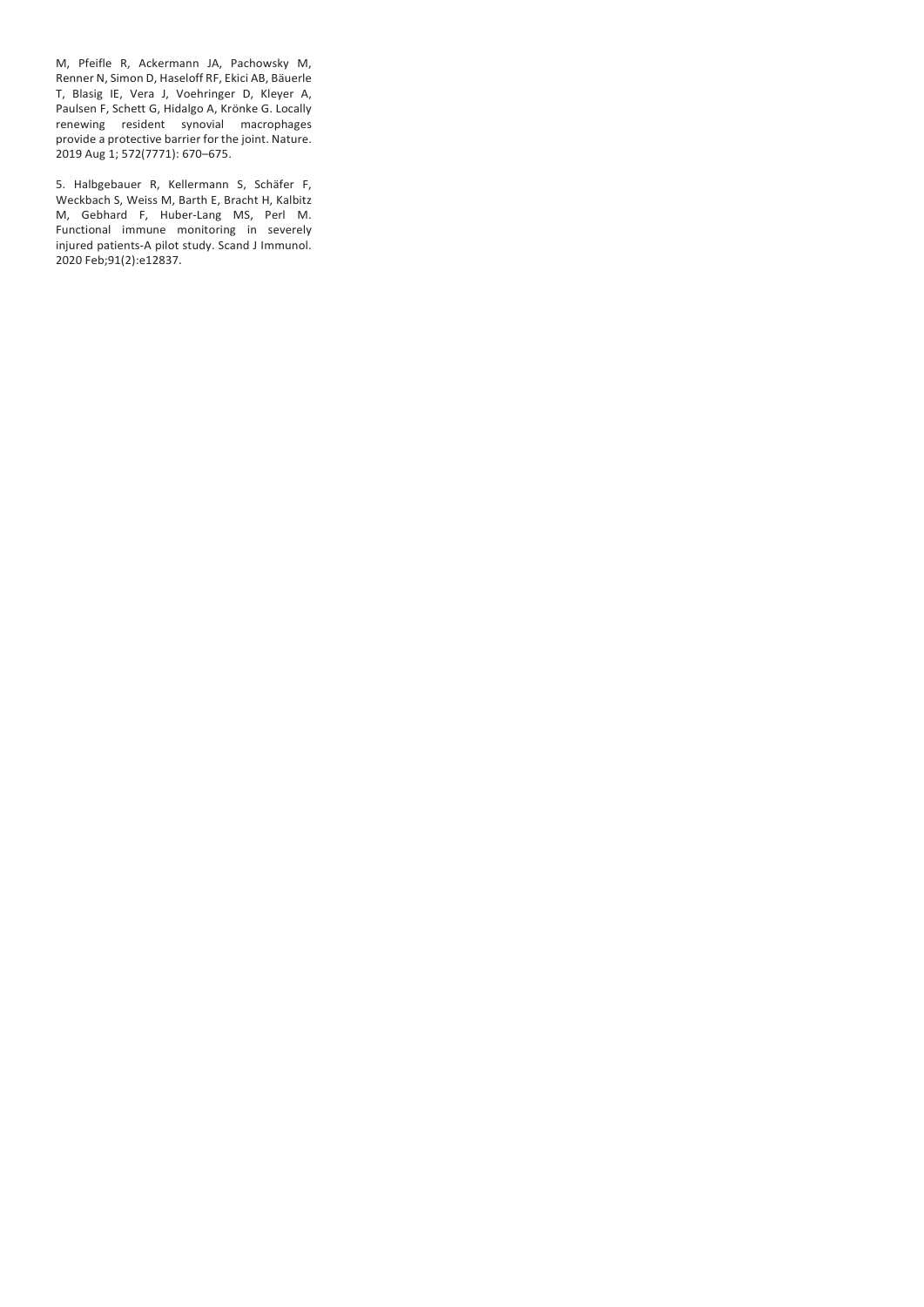M, Pfeifle R, Ackermann JA, Pachowsky M, Renner N, Simon D, Haseloff RF, Ekici AB, Bäuerle T, Blasig IE, Vera J, Voehringer D, Kleyer A, Paulsen F, Schett G, Hidalgo A, Krönke G. Locally renewing resident synovial macrophages provide a protective barrier for the joint. Nature. 2019 Aug 1; 572(7771): 670–675.

5. Halbgebauer R, Kellermann S, Schäfer F, Weckbach S, Weiss M, Barth E, Bracht H, Kalbitz M, Gebhard F, Huber-Lang MS, Perl M. Functional immune monitoring in severely injured patients-A pilot study. Scand J Immunol. 2020 Feb;91(2):e12837.